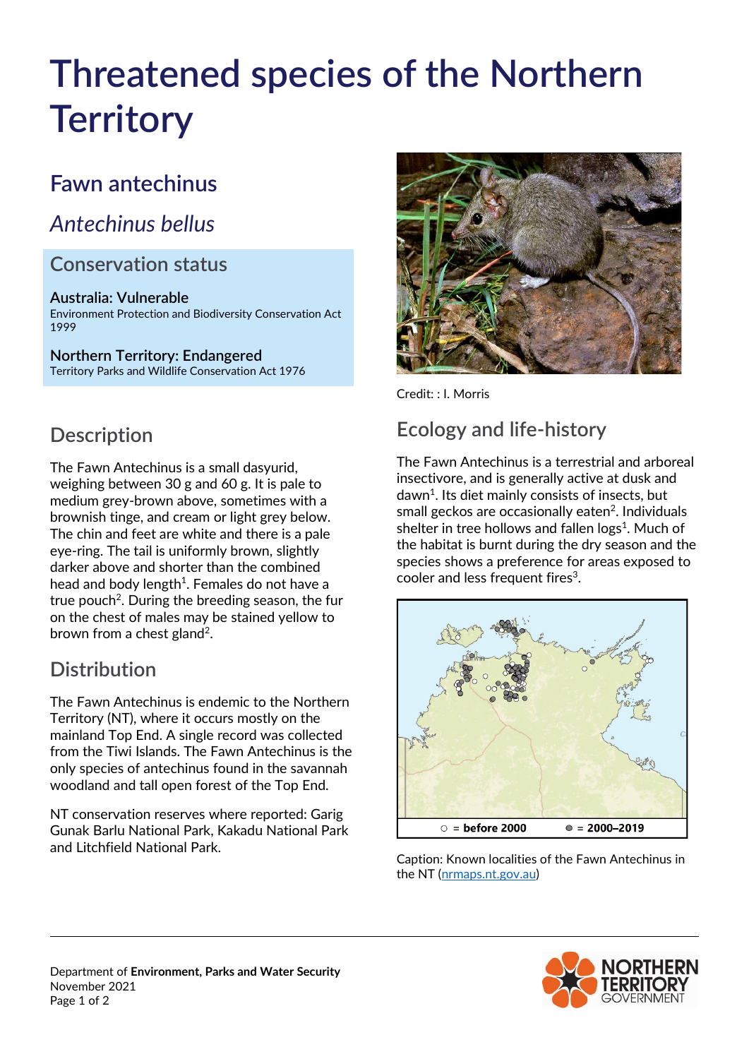# Threatened species of the Northern Territory

## Fawn antechinus

## *Antechinus bellus*

### Conservation status

**Australia: Vulnerable**
Environment Protection and Biodiversity Conservation Act 1999

**Northern Territory: Endangered**
Territory Parks and Wildlife Conservation Act 1976

Credit: : I. Morris

## Description

The Fawn Antechinus is a small dasyurid, weighing between 30 g and 60 g. It is pale to medium grey-brown above, sometimes with a brownish tinge, and cream or light grey below. The chin and feet are white and there is a pale eye-ring. The tail is uniformly brown, slightly darker above and shorter than the combined head and body length[1]. Females do not have a true pouch[2]. During the breeding season, the fur on the chest of males may be stained yellow to brown from a chest gland[2].

## Distribution

The Fawn Antechinus is endemic to the Northern Territory (NT), where it occurs mostly on the mainland Top End. A single record was collected from the Tiwi Islands. The Fawn Antechinus is the only species of antechinus found in the savannah woodland and tall open forest of the Top End.

NT conservation reserves where reported: Garig Gunak Barlu National Park, Kakadu National Park and Litchfield National Park.

## Ecology and life-history

The Fawn Antechinus is a terrestrial and arboreal insectivore, and is generally active at dusk and dawn[1]. Its diet mainly consists of insects, but small geckos are occasionally eaten[2]. Individuals shelter in tree hollows and fallen logs[1]. Much of the habitat is burnt during the dry season and the species shows a preference for areas exposed to cooler and less frequent fires[3].

○ = before 2000 ● = 2000–2019

Caption: Known localities of the Fawn Antechinus in the NT (nrmaps.nt.gov.au)

Department of **Environment, Parks and Water Security**
November 2021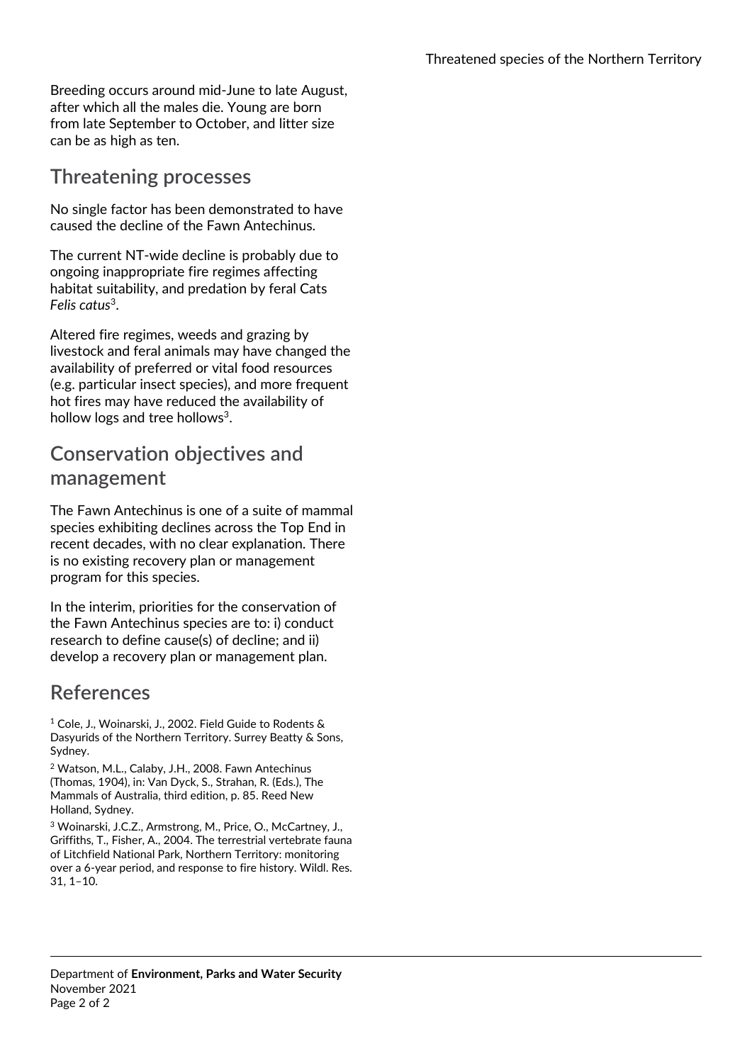Breeding occurs around mid-June to late August, after which all the males die. Young are born from late September to October, and litter size can be as high as ten.

## Threatening processes

No single factor has been demonstrated to have caused the decline of the Fawn Antechinus.

The current NT-wide decline is probably due to ongoing inappropriate fire regimes affecting habitat suitability, and predation by feral Cats *Felis catus*[3].

Altered fire regimes, weeds and grazing by livestock and feral animals may have changed the availability of preferred or vital food resources (e.g. particular insect species), and more frequent hot fires may have reduced the availability of hollow logs and tree hollows[3].

## Conservation objectives and management

The Fawn Antechinus is one of a suite of mammal species exhibiting declines across the Top End in recent decades, with no clear explanation. There is no existing recovery plan or management program for this species.

In the interim, priorities for the conservation of the Fawn Antechinus species are to: i) conduct research to define cause(s) of decline; and ii) develop a recovery plan or management plan.

## References

[1] Cole, J., Woinarski, J., 2002. Field Guide to Rodents & Dasyurids of the Northern Territory. Surrey Beatty & Sons, Sydney.

[2] Watson, M.L., Calaby, J.H., 2008. Fawn Antechinus (Thomas, 1904), in: Van Dyck, S., Strahan, R. (Eds.), The Mammals of Australia, third edition, p. 85. Reed New Holland, Sydney.

[3] Woinarski, J.C.Z., Armstrong, M., Price, O., McCartney, J., Griffiths, T., Fisher, A., 2004. The terrestrial vertebrate fauna of Litchfield National Park, Northern Territory: monitoring over a 6-year period, and response to fire history. Wildl. Res. 31, 1–10.

Department of **Environment, Parks and Water Security**
November 2021